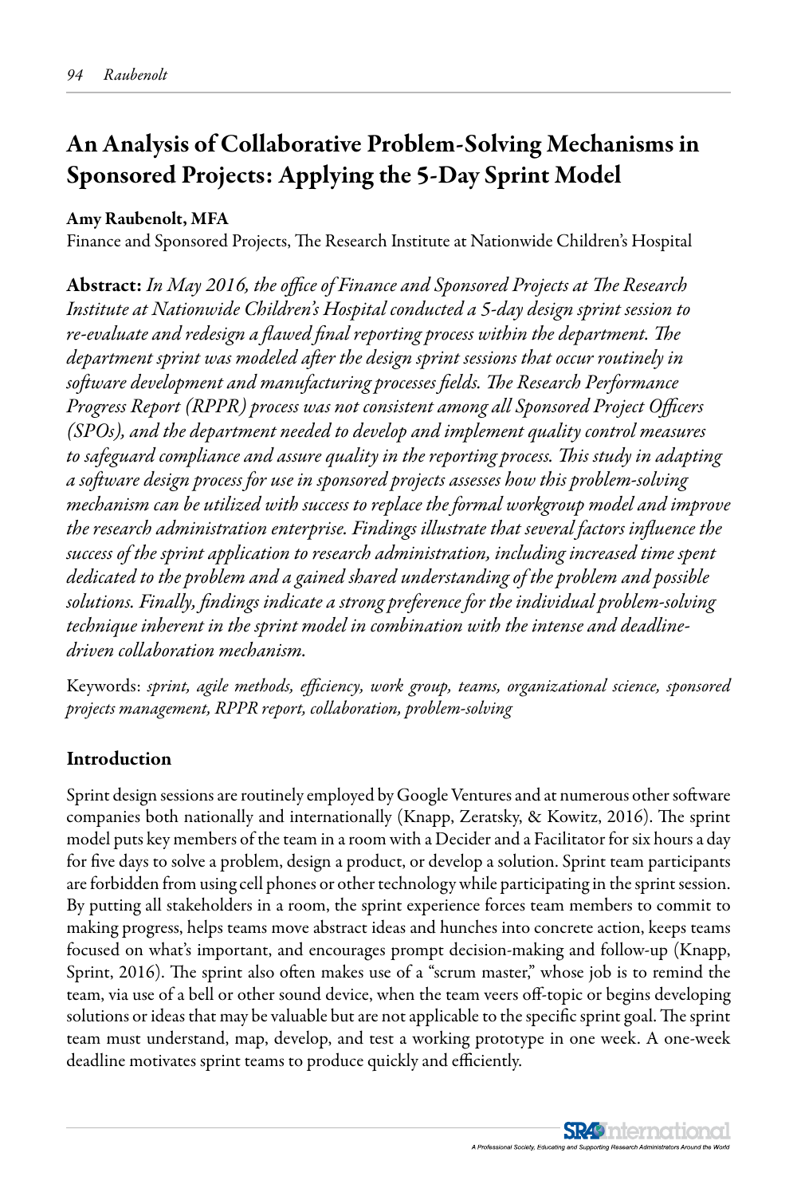# An Analysis of Collaborative Problem-Solving Mechanisms in Sponsored Projects: Applying the 5-Day Sprint Model

**Amy Raubenolt, MFA**
Finance and Sponsored Projects, The Research Institute at Nationwide Children's Hospital

**Abstract:** *In May 2016, the office of Finance and Sponsored Projects at The Research Institute at Nationwide Children's Hospital conducted a 5-day design sprint session to re-evaluate and redesign a flawed final reporting process within the department. The department sprint was modeled after the design sprint sessions that occur routinely in software development and manufacturing processes fields. The Research Performance Progress Report (RPPR) process was not consistent among all Sponsored Project Officers (SPOs), and the department needed to develop and implement quality control measures to safeguard compliance and assure quality in the reporting process. This study in adapting a software design process for use in sponsored projects assesses how this problem-solving mechanism can be utilized with success to replace the formal workgroup model and improve the research administration enterprise. Findings illustrate that several factors influence the success of the sprint application to research administration, including increased time spent dedicated to the problem and a gained shared understanding of the problem and possible solutions. Finally, findings indicate a strong preference for the individual problem-solving technique inherent in the sprint model in combination with the intense and deadline-driven collaboration mechanism.*

Keywords: *sprint, agile methods, efficiency, work group, teams, organizational science, sponsored projects management, RPPR report, collaboration, problem-solving*

## Introduction

Sprint design sessions are routinely employed by Google Ventures and at numerous other software companies both nationally and internationally (Knapp, Zeratsky, & Kowitz, 2016). The sprint model puts key members of the team in a room with a Decider and a Facilitator for six hours a day for five days to solve a problem, design a product, or develop a solution. Sprint team participants are forbidden from using cell phones or other technology while participating in the sprint session. By putting all stakeholders in a room, the sprint experience forces team members to commit to making progress, helps teams move abstract ideas and hunches into concrete action, keeps teams focused on what's important, and encourages prompt decision-making and follow-up (Knapp, Sprint, 2016). The sprint also often makes use of a "scrum master," whose job is to remind the team, via use of a bell or other sound device, when the team veers off-topic or begins developing solutions or ideas that may be valuable but are not applicable to the specific sprint goal. The sprint team must understand, map, develop, and test a working prototype in one week. A one-week deadline motivates sprint teams to produce quickly and efficiently.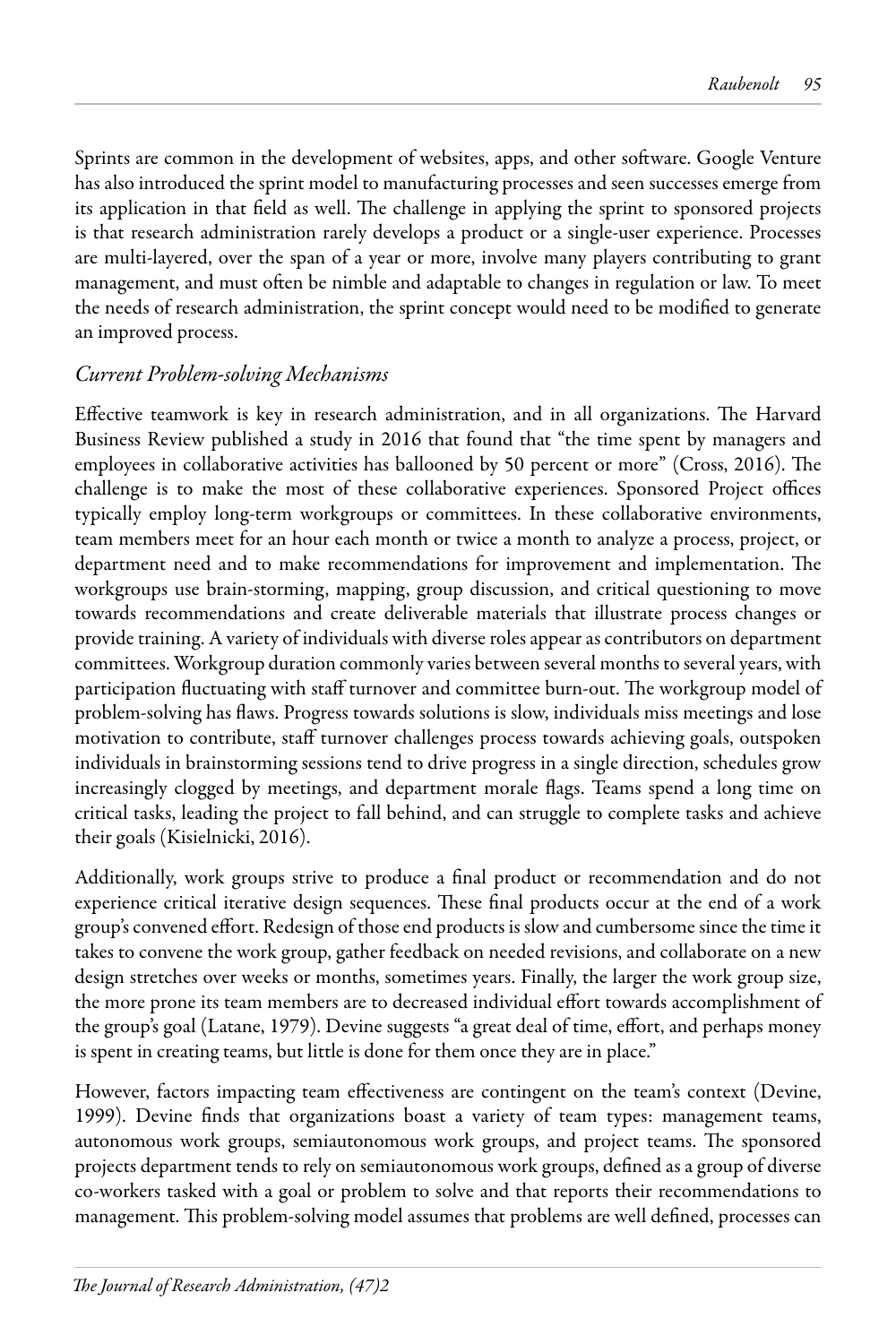Sprints are common in the development of websites, apps, and other software. Google Venture has also introduced the sprint model to manufacturing processes and seen successes emerge from its application in that field as well. The challenge in applying the sprint to sponsored projects is that research administration rarely develops a product or a single-user experience. Processes are multi-layered, over the span of a year or more, involve many players contributing to grant management, and must often be nimble and adaptable to changes in regulation or law. To meet the needs of research administration, the sprint concept would need to be modified to generate an improved process.

### *Current Problem-solving Mechanisms*

Effective teamwork is key in research administration, and in all organizations. The Harvard Business Review published a study in 2016 that found that "the time spent by managers and employees in collaborative activities has ballooned by 50 percent or more" (Cross, 2016). The challenge is to make the most of these collaborative experiences. Sponsored Project offices typically employ long-term workgroups or committees. In these collaborative environments, team members meet for an hour each month or twice a month to analyze a process, project, or department need and to make recommendations for improvement and implementation. The workgroups use brain-storming, mapping, group discussion, and critical questioning to move towards recommendations and create deliverable materials that illustrate process changes or provide training. A variety of individuals with diverse roles appear as contributors on department committees. Workgroup duration commonly varies between several months to several years, with participation fluctuating with staff turnover and committee burn-out. The workgroup model of problem-solving has flaws. Progress towards solutions is slow, individuals miss meetings and lose motivation to contribute, staff turnover challenges process towards achieving goals, outspoken individuals in brainstorming sessions tend to drive progress in a single direction, schedules grow increasingly clogged by meetings, and department morale flags. Teams spend a long time on critical tasks, leading the project to fall behind, and can struggle to complete tasks and achieve their goals (Kisielnicki, 2016).

Additionally, work groups strive to produce a final product or recommendation and do not experience critical iterative design sequences. These final products occur at the end of a work group's convened effort. Redesign of those end products is slow and cumbersome since the time it takes to convene the work group, gather feedback on needed revisions, and collaborate on a new design stretches over weeks or months, sometimes years. Finally, the larger the work group size, the more prone its team members are to decreased individual effort towards accomplishment of the group's goal (Latane, 1979). Devine suggests "a great deal of time, effort, and perhaps money is spent in creating teams, but little is done for them once they are in place."

However, factors impacting team effectiveness are contingent on the team's context (Devine, 1999). Devine finds that organizations boast a variety of team types: management teams, autonomous work groups, semiautonomous work groups, and project teams. The sponsored projects department tends to rely on semiautonomous work groups, defined as a group of diverse co-workers tasked with a goal or problem to solve and that reports their recommendations to management. This problem-solving model assumes that problems are well defined, processes can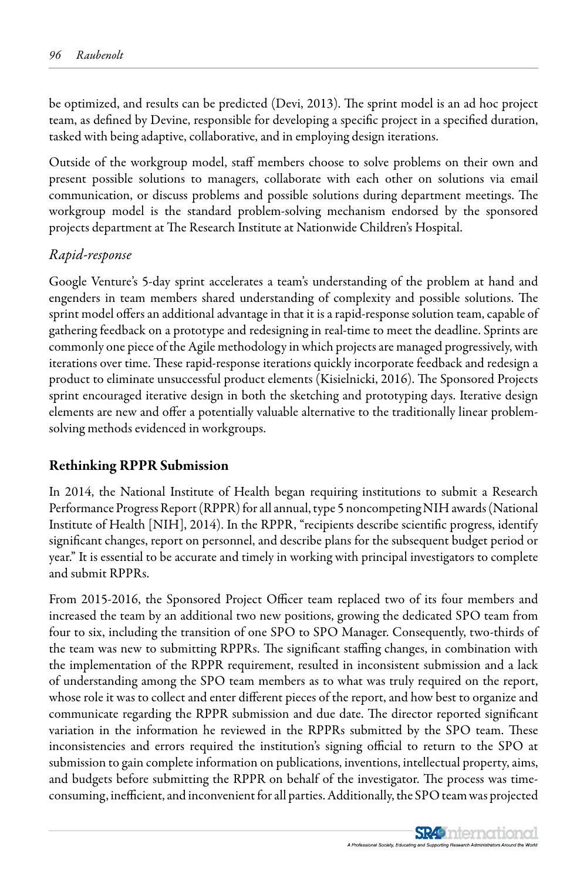be optimized, and results can be predicted (Devi, 2013). The sprint model is an ad hoc project team, as defined by Devine, responsible for developing a specific project in a specified duration, tasked with being adaptive, collaborative, and in employing design iterations.

Outside of the workgroup model, staff members choose to solve problems on their own and present possible solutions to managers, collaborate with each other on solutions via email communication, or discuss problems and possible solutions during department meetings. The workgroup model is the standard problem-solving mechanism endorsed by the sponsored projects department at The Research Institute at Nationwide Children's Hospital.

### *Rapid-response*

Google Venture's 5-day sprint accelerates a team's understanding of the problem at hand and engenders in team members shared understanding of complexity and possible solutions. The sprint model offers an additional advantage in that it is a rapid-response solution team, capable of gathering feedback on a prototype and redesigning in real-time to meet the deadline. Sprints are commonly one piece of the Agile methodology in which projects are managed progressively, with iterations over time. These rapid-response iterations quickly incorporate feedback and redesign a product to eliminate unsuccessful product elements (Kisielnicki, 2016). The Sponsored Projects sprint encouraged iterative design in both the sketching and prototyping days. Iterative design elements are new and offer a potentially valuable alternative to the traditionally linear problem-solving methods evidenced in workgroups.

## Rethinking RPPR Submission

In 2014, the National Institute of Health began requiring institutions to submit a Research Performance Progress Report (RPPR) for all annual, type 5 noncompeting NIH awards (National Institute of Health [NIH], 2014). In the RPPR, "recipients describe scientific progress, identify significant changes, report on personnel, and describe plans for the subsequent budget period or year." It is essential to be accurate and timely in working with principal investigators to complete and submit RPPRs.

From 2015-2016, the Sponsored Project Officer team replaced two of its four members and increased the team by an additional two new positions, growing the dedicated SPO team from four to six, including the transition of one SPO to SPO Manager. Consequently, two-thirds of the team was new to submitting RPPRs. The significant staffing changes, in combination with the implementation of the RPPR requirement, resulted in inconsistent submission and a lack of understanding among the SPO team members as to what was truly required on the report, whose role it was to collect and enter different pieces of the report, and how best to organize and communicate regarding the RPPR submission and due date. The director reported significant variation in the information he reviewed in the RPPRs submitted by the SPO team. These inconsistencies and errors required the institution's signing official to return to the SPO at submission to gain complete information on publications, inventions, intellectual property, aims, and budgets before submitting the RPPR on behalf of the investigator. The process was time-consuming, inefficient, and inconvenient for all parties. Additionally, the SPO team was projected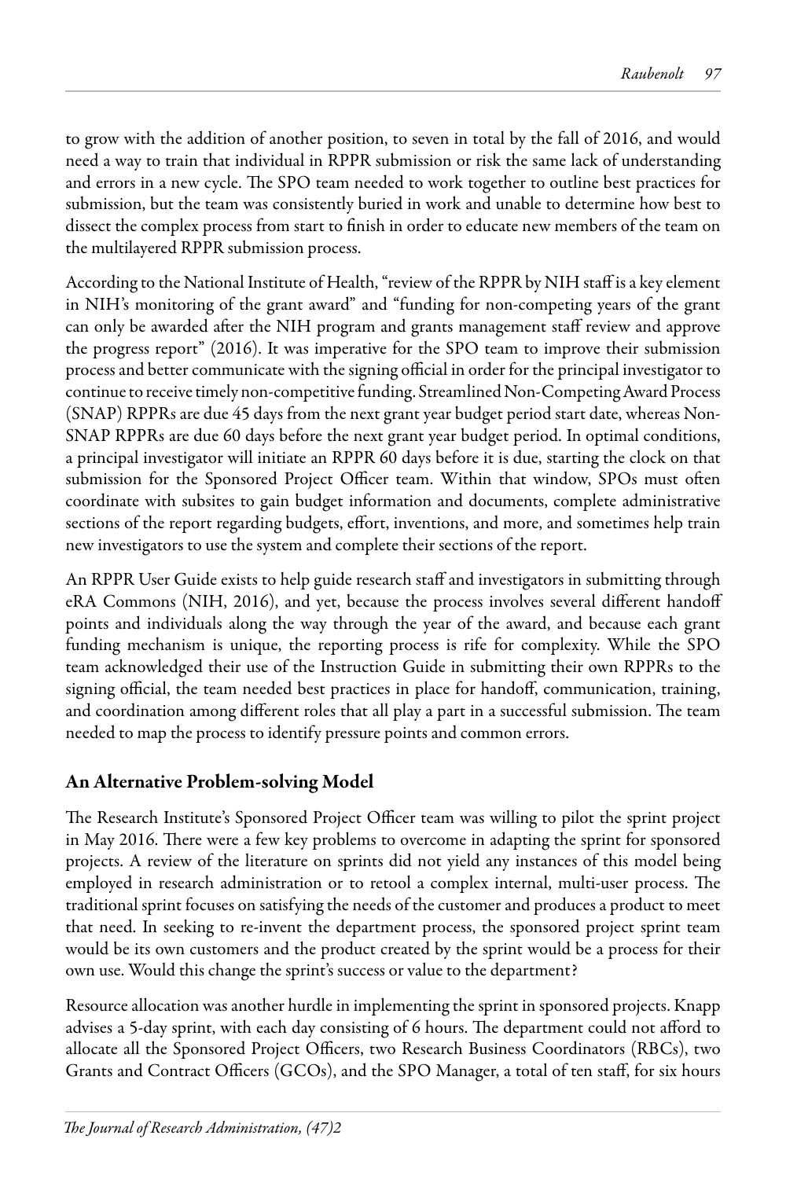to grow with the addition of another position, to seven in total by the fall of 2016, and would need a way to train that individual in RPPR submission or risk the same lack of understanding and errors in a new cycle. The SPO team needed to work together to outline best practices for submission, but the team was consistently buried in work and unable to determine how best to dissect the complex process from start to finish in order to educate new members of the team on the multilayered RPPR submission process.

According to the National Institute of Health, "review of the RPPR by NIH staff is a key element in NIH's monitoring of the grant award" and "funding for non-competing years of the grant can only be awarded after the NIH program and grants management staff review and approve the progress report" (2016). It was imperative for the SPO team to improve their submission process and better communicate with the signing official in order for the principal investigator to continue to receive timely non-competitive funding. Streamlined Non-Competing Award Process (SNAP) RPPRs are due 45 days from the next grant year budget period start date, whereas Non-SNAP RPPRs are due 60 days before the next grant year budget period. In optimal conditions, a principal investigator will initiate an RPPR 60 days before it is due, starting the clock on that submission for the Sponsored Project Officer team. Within that window, SPOs must often coordinate with subsites to gain budget information and documents, complete administrative sections of the report regarding budgets, effort, inventions, and more, and sometimes help train new investigators to use the system and complete their sections of the report.

An RPPR User Guide exists to help guide research staff and investigators in submitting through eRA Commons (NIH, 2016), and yet, because the process involves several different handoff points and individuals along the way through the year of the award, and because each grant funding mechanism is unique, the reporting process is rife for complexity. While the SPO team acknowledged their use of the Instruction Guide in submitting their own RPPRs to the signing official, the team needed best practices in place for handoff, communication, training, and coordination among different roles that all play a part in a successful submission. The team needed to map the process to identify pressure points and common errors.

## An Alternative Problem-solving Model

The Research Institute's Sponsored Project Officer team was willing to pilot the sprint project in May 2016. There were a few key problems to overcome in adapting the sprint for sponsored projects. A review of the literature on sprints did not yield any instances of this model being employed in research administration or to retool a complex internal, multi-user process. The traditional sprint focuses on satisfying the needs of the customer and produces a product to meet that need. In seeking to re-invent the department process, the sponsored project sprint team would be its own customers and the product created by the sprint would be a process for their own use. Would this change the sprint's success or value to the department?

Resource allocation was another hurdle in implementing the sprint in sponsored projects. Knapp advises a 5-day sprint, with each day consisting of 6 hours. The department could not afford to allocate all the Sponsored Project Officers, two Research Business Coordinators (RBCs), two Grants and Contract Officers (GCOs), and the SPO Manager, a total of ten staff, for six hours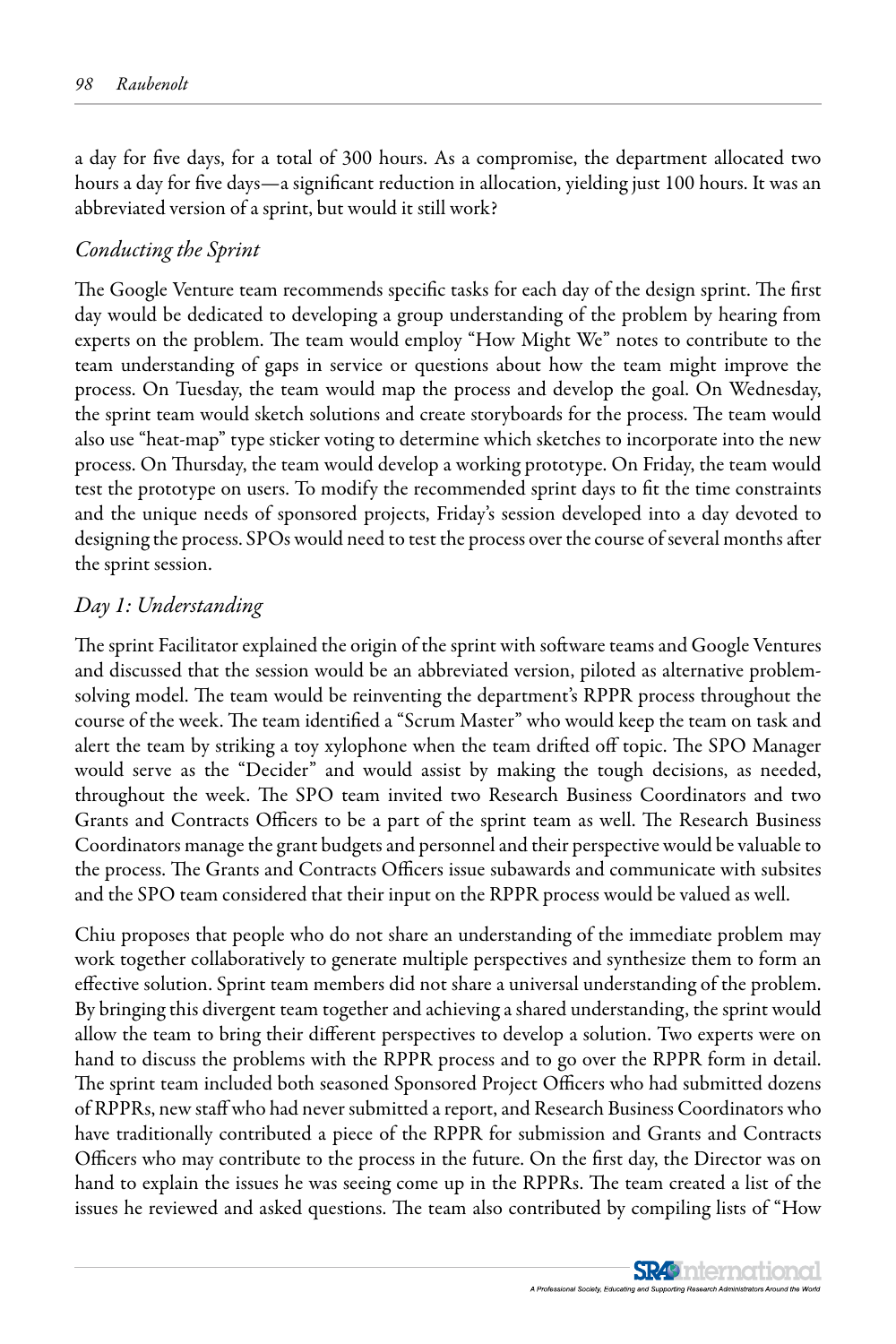a day for five days, for a total of 300 hours. As a compromise, the department allocated two hours a day for five days—a significant reduction in allocation, yielding just 100 hours. It was an abbreviated version of a sprint, but would it still work?

### *Conducting the Sprint*

The Google Venture team recommends specific tasks for each day of the design sprint. The first day would be dedicated to developing a group understanding of the problem by hearing from experts on the problem. The team would employ "How Might We" notes to contribute to the team understanding of gaps in service or questions about how the team might improve the process. On Tuesday, the team would map the process and develop the goal. On Wednesday, the sprint team would sketch solutions and create storyboards for the process. The team would also use "heat-map" type sticker voting to determine which sketches to incorporate into the new process. On Thursday, the team would develop a working prototype. On Friday, the team would test the prototype on users. To modify the recommended sprint days to fit the time constraints and the unique needs of sponsored projects, Friday's session developed into a day devoted to designing the process. SPOs would need to test the process over the course of several months after the sprint session.

### *Day 1: Understanding*

The sprint Facilitator explained the origin of the sprint with software teams and Google Ventures and discussed that the session would be an abbreviated version, piloted as alternative problem-solving model. The team would be reinventing the department's RPPR process throughout the course of the week. The team identified a "Scrum Master" who would keep the team on task and alert the team by striking a toy xylophone when the team drifted off topic. The SPO Manager would serve as the "Decider" and would assist by making the tough decisions, as needed, throughout the week. The SPO team invited two Research Business Coordinators and two Grants and Contracts Officers to be a part of the sprint team as well. The Research Business Coordinators manage the grant budgets and personnel and their perspective would be valuable to the process. The Grants and Contracts Officers issue subawards and communicate with subsites and the SPO team considered that their input on the RPPR process would be valued as well.

Chiu proposes that people who do not share an understanding of the immediate problem may work together collaboratively to generate multiple perspectives and synthesize them to form an effective solution. Sprint team members did not share a universal understanding of the problem. By bringing this divergent team together and achieving a shared understanding, the sprint would allow the team to bring their different perspectives to develop a solution. Two experts were on hand to discuss the problems with the RPPR process and to go over the RPPR form in detail. The sprint team included both seasoned Sponsored Project Officers who had submitted dozens of RPPRs, new staff who had never submitted a report, and Research Business Coordinators who have traditionally contributed a piece of the RPPR for submission and Grants and Contracts Officers who may contribute to the process in the future. On the first day, the Director was on hand to explain the issues he was seeing come up in the RPPRs. The team created a list of the issues he reviewed and asked questions. The team also contributed by compiling lists of "How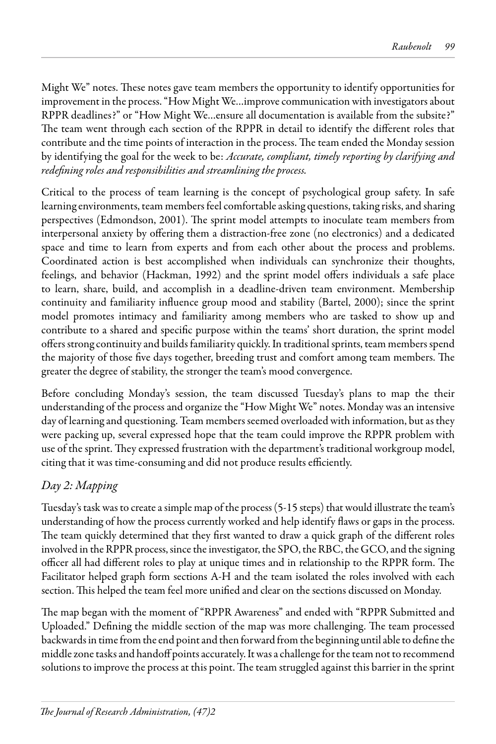Might We" notes. These notes gave team members the opportunity to identify opportunities for improvement in the process. "How Might We...improve communication with investigators about RPPR deadlines?" or "How Might We...ensure all documentation is available from the subsite?" The team went through each section of the RPPR in detail to identify the different roles that contribute and the time points of interaction in the process. The team ended the Monday session by identifying the goal for the week to be: *Accurate, compliant, timely reporting by clarifying and redefining roles and responsibilities and streamlining the process.*

Critical to the process of team learning is the concept of psychological group safety. In safe learning environments, team members feel comfortable asking questions, taking risks, and sharing perspectives (Edmondson, 2001). The sprint model attempts to inoculate team members from interpersonal anxiety by offering them a distraction-free zone (no electronics) and a dedicated space and time to learn from experts and from each other about the process and problems. Coordinated action is best accomplished when individuals can synchronize their thoughts, feelings, and behavior (Hackman, 1992) and the sprint model offers individuals a safe place to learn, share, build, and accomplish in a deadline-driven team environment. Membership continuity and familiarity influence group mood and stability (Bartel, 2000); since the sprint model promotes intimacy and familiarity among members who are tasked to show up and contribute to a shared and specific purpose within the teams' short duration, the sprint model offers strong continuity and builds familiarity quickly. In traditional sprints, team members spend the majority of those five days together, breeding trust and comfort among team members. The greater the degree of stability, the stronger the team's mood convergence.

Before concluding Monday's session, the team discussed Tuesday's plans to map the their understanding of the process and organize the "How Might We" notes. Monday was an intensive day of learning and questioning. Team members seemed overloaded with information, but as they were packing up, several expressed hope that the team could improve the RPPR problem with use of the sprint. They expressed frustration with the department's traditional workgroup model, citing that it was time-consuming and did not produce results efficiently.

### *Day 2: Mapping*

Tuesday's task was to create a simple map of the process (5-15 steps) that would illustrate the team's understanding of how the process currently worked and help identify flaws or gaps in the process. The team quickly determined that they first wanted to draw a quick graph of the different roles involved in the RPPR process, since the investigator, the SPO, the RBC, the GCO, and the signing officer all had different roles to play at unique times and in relationship to the RPPR form. The Facilitator helped graph form sections A-H and the team isolated the roles involved with each section. This helped the team feel more unified and clear on the sections discussed on Monday.

The map began with the moment of "RPPR Awareness" and ended with "RPPR Submitted and Uploaded." Defining the middle section of the map was more challenging. The team processed backwards in time from the end point and then forward from the beginning until able to define the middle zone tasks and handoff points accurately. It was a challenge for the team not to recommend solutions to improve the process at this point. The team struggled against this barrier in the sprint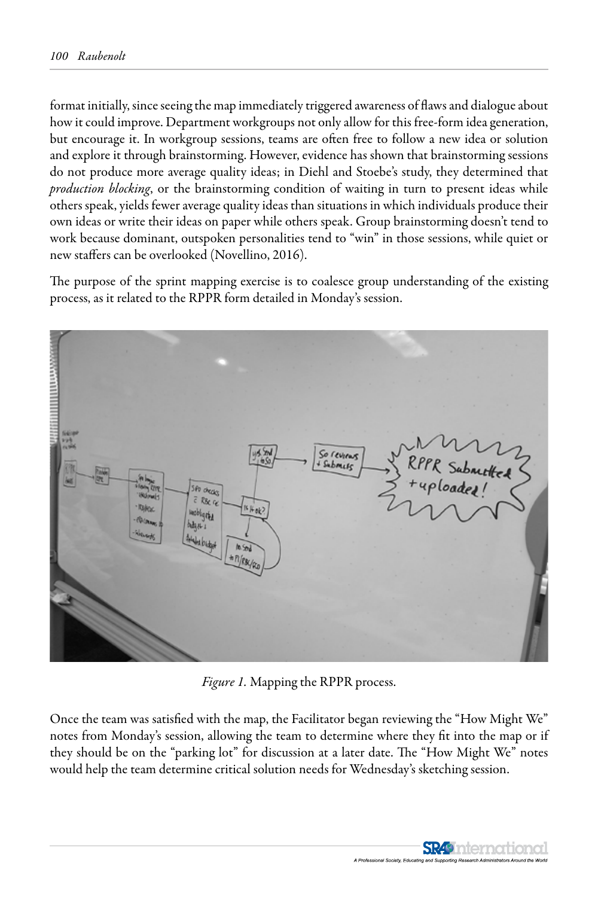format initially, since seeing the map immediately triggered awareness of flaws and dialogue about how it could improve. Department workgroups not only allow for this free-form idea generation, but encourage it. In workgroup sessions, teams are often free to follow a new idea or solution and explore it through brainstorming. However, evidence has shown that brainstorming sessions do not produce more average quality ideas; in Diehl and Stoebe's study, they determined that *production blocking*, or the brainstorming condition of waiting in turn to present ideas while others speak, yields fewer average quality ideas than situations in which individuals produce their own ideas or write their ideas on paper while others speak. Group brainstorming doesn't tend to work because dominant, outspoken personalities tend to "win" in those sessions, while quiet or new staffers can be overlooked (Novellino, 2016).

The purpose of the sprint mapping exercise is to coalesce group understanding of the existing process, as it related to the RPPR form detailed in Monday's session.

*Figure 1.* Mapping the RPPR process.

Once the team was satisfied with the map, the Facilitator began reviewing the "How Might We" notes from Monday's session, allowing the team to determine where they fit into the map or if they should be on the "parking lot" for discussion at a later date. The "How Might We" notes would help the team determine critical solution needs for Wednesday's sketching session.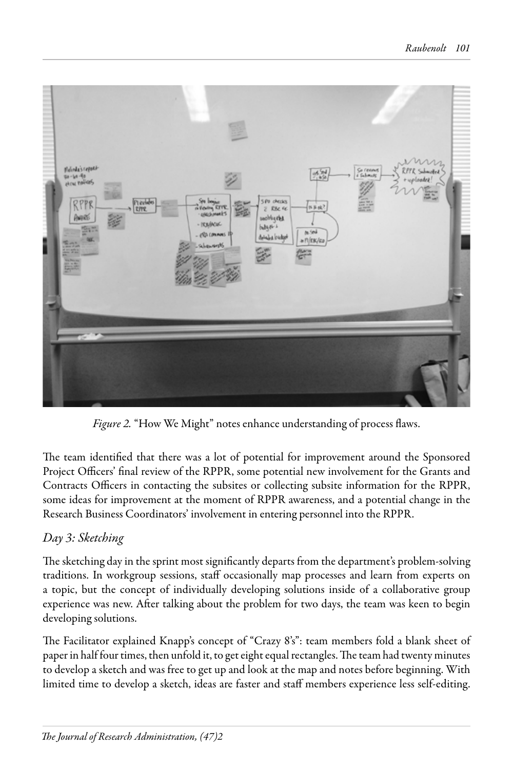*Figure 2.* "How We Might" notes enhance understanding of process flaws.

The team identified that there was a lot of potential for improvement around the Sponsored Project Officers' final review of the RPPR, some potential new involvement for the Grants and Contracts Officers in contacting the subsites or collecting subsite information for the RPPR, some ideas for improvement at the moment of RPPR awareness, and a potential change in the Research Business Coordinators' involvement in entering personnel into the RPPR.

## *Day 3: Sketching*

The sketching day in the sprint most significantly departs from the department's problem-solving traditions. In workgroup sessions, staff occasionally map processes and learn from experts on a topic, but the concept of individually developing solutions inside of a collaborative group experience was new. After talking about the problem for two days, the team was keen to begin developing solutions.

The Facilitator explained Knapp's concept of "Crazy 8's": team members fold a blank sheet of paper in half four times, then unfold it, to get eight equal rectangles. The team had twenty minutes to develop a sketch and was free to get up and look at the map and notes before beginning. With limited time to develop a sketch, ideas are faster and staff members experience less self-editing.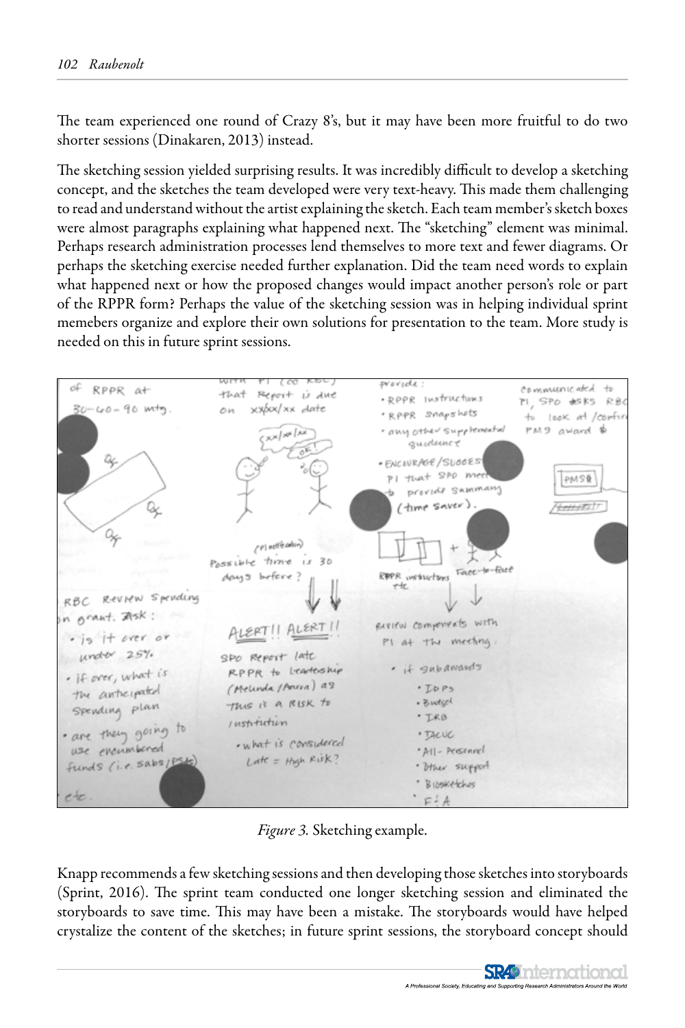The team experienced one round of Crazy 8's, but it may have been more fruitful to do two shorter sessions (Dinakaren, 2013) instead.

The sketching session yielded surprising results. It was incredibly difficult to develop a sketching concept, and the sketches the team developed were very text-heavy. This made them challenging to read and understand without the artist explaining the sketch. Each team member's sketch boxes were almost paragraphs explaining what happened next. The "sketching" element was minimal. Perhaps research administration processes lend themselves to more text and fewer diagrams. Or perhaps the sketching exercise needed further explanation. Did the team need words to explain what happened next or how the proposed changes would impact another person's role or part of the RPPR form? Perhaps the value of the sketching session was in helping individual sprint memebers organize and explore their own solutions for presentation to the team. More study is needed on this in future sprint sessions.

*Figure 3.* Sketching example.

Knapp recommends a few sketching sessions and then developing those sketches into storyboards (Sprint, 2016). The sprint team conducted one longer sketching session and eliminated the storyboards to save time. This may have been a mistake. The storyboards would have helped crystalize the content of the sketches; in future sprint sessions, the storyboard concept should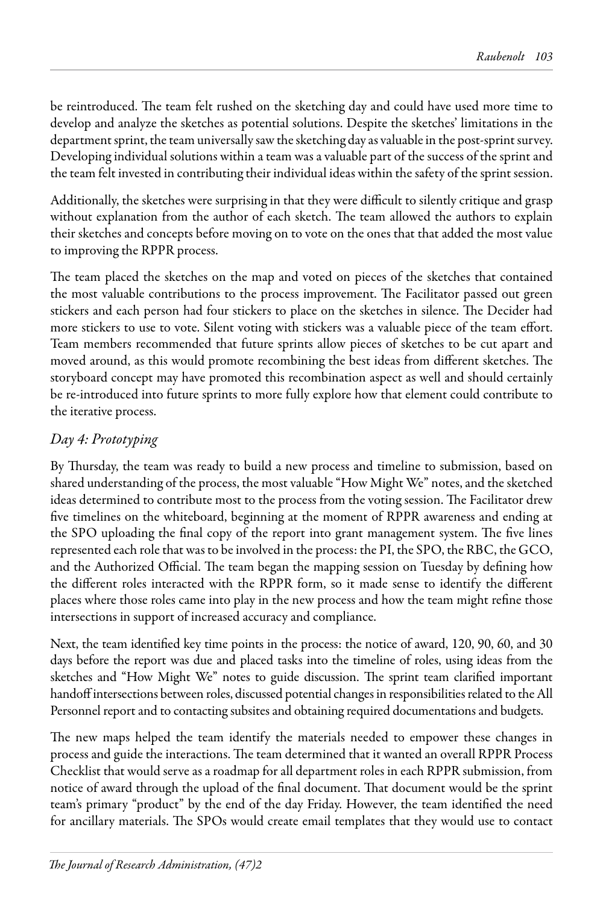be reintroduced. The team felt rushed on the sketching day and could have used more time to develop and analyze the sketches as potential solutions. Despite the sketches' limitations in the department sprint, the team universally saw the sketching day as valuable in the post-sprint survey. Developing individual solutions within a team was a valuable part of the success of the sprint and the team felt invested in contributing their individual ideas within the safety of the sprint session.

Additionally, the sketches were surprising in that they were difficult to silently critique and grasp without explanation from the author of each sketch. The team allowed the authors to explain their sketches and concepts before moving on to vote on the ones that that added the most value to improving the RPPR process.

The team placed the sketches on the map and voted on pieces of the sketches that contained the most valuable contributions to the process improvement. The Facilitator passed out green stickers and each person had four stickers to place on the sketches in silence. The Decider had more stickers to use to vote. Silent voting with stickers was a valuable piece of the team effort. Team members recommended that future sprints allow pieces of sketches to be cut apart and moved around, as this would promote recombining the best ideas from different sketches. The storyboard concept may have promoted this recombination aspect as well and should certainly be re-introduced into future sprints to more fully explore how that element could contribute to the iterative process.

### *Day 4: Prototyping*

By Thursday, the team was ready to build a new process and timeline to submission, based on shared understanding of the process, the most valuable "How Might We" notes, and the sketched ideas determined to contribute most to the process from the voting session. The Facilitator drew five timelines on the whiteboard, beginning at the moment of RPPR awareness and ending at the SPO uploading the final copy of the report into grant management system. The five lines represented each role that was to be involved in the process: the PI, the SPO, the RBC, the GCO, and the Authorized Official. The team began the mapping session on Tuesday by defining how the different roles interacted with the RPPR form, so it made sense to identify the different places where those roles came into play in the new process and how the team might refine those intersections in support of increased accuracy and compliance.

Next, the team identified key time points in the process: the notice of award, 120, 90, 60, and 30 days before the report was due and placed tasks into the timeline of roles, using ideas from the sketches and "How Might We" notes to guide discussion. The sprint team clarified important handoff intersections between roles, discussed potential changes in responsibilities related to the All Personnel report and to contacting subsites and obtaining required documentations and budgets.

The new maps helped the team identify the materials needed to empower these changes in process and guide the interactions. The team determined that it wanted an overall RPPR Process Checklist that would serve as a roadmap for all department roles in each RPPR submission, from notice of award through the upload of the final document. That document would be the sprint team's primary "product" by the end of the day Friday. However, the team identified the need for ancillary materials. The SPOs would create email templates that they would use to contact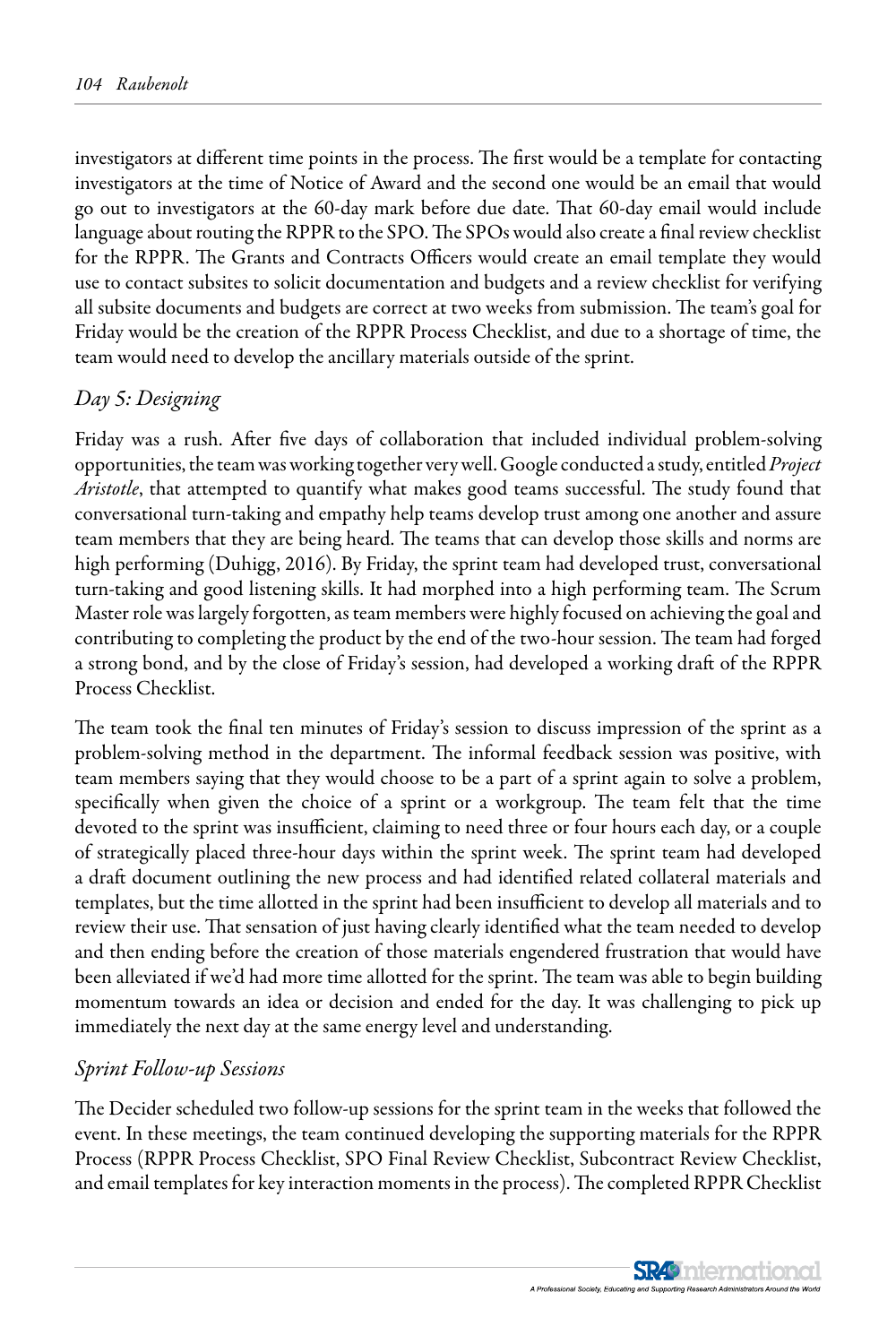investigators at different time points in the process. The first would be a template for contacting investigators at the time of Notice of Award and the second one would be an email that would go out to investigators at the 60-day mark before due date. That 60-day email would include language about routing the RPPR to the SPO. The SPOs would also create a final review checklist for the RPPR. The Grants and Contracts Officers would create an email template they would use to contact subsites to solicit documentation and budgets and a review checklist for verifying all subsite documents and budgets are correct at two weeks from submission. The team's goal for Friday would be the creation of the RPPR Process Checklist, and due to a shortage of time, the team would need to develop the ancillary materials outside of the sprint.

### *Day 5: Designing*

Friday was a rush. After five days of collaboration that included individual problem-solving opportunities, the team was working together very well. Google conducted a study, entitled *Project Aristotle*, that attempted to quantify what makes good teams successful. The study found that conversational turn-taking and empathy help teams develop trust among one another and assure team members that they are being heard. The teams that can develop those skills and norms are high performing (Duhigg, 2016). By Friday, the sprint team had developed trust, conversational turn-taking and good listening skills. It had morphed into a high performing team. The Scrum Master role was largely forgotten, as team members were highly focused on achieving the goal and contributing to completing the product by the end of the two-hour session. The team had forged a strong bond, and by the close of Friday's session, had developed a working draft of the RPPR Process Checklist.

The team took the final ten minutes of Friday's session to discuss impression of the sprint as a problem-solving method in the department. The informal feedback session was positive, with team members saying that they would choose to be a part of a sprint again to solve a problem, specifically when given the choice of a sprint or a workgroup. The team felt that the time devoted to the sprint was insufficient, claiming to need three or four hours each day, or a couple of strategically placed three-hour days within the sprint week. The sprint team had developed a draft document outlining the new process and had identified related collateral materials and templates, but the time allotted in the sprint had been insufficient to develop all materials and to review their use. That sensation of just having clearly identified what the team needed to develop and then ending before the creation of those materials engendered frustration that would have been alleviated if we'd had more time allotted for the sprint. The team was able to begin building momentum towards an idea or decision and ended for the day. It was challenging to pick up immediately the next day at the same energy level and understanding.

### *Sprint Follow-up Sessions*

The Decider scheduled two follow-up sessions for the sprint team in the weeks that followed the event. In these meetings, the team continued developing the supporting materials for the RPPR Process (RPPR Process Checklist, SPO Final Review Checklist, Subcontract Review Checklist, and email templates for key interaction moments in the process). The completed RPPR Checklist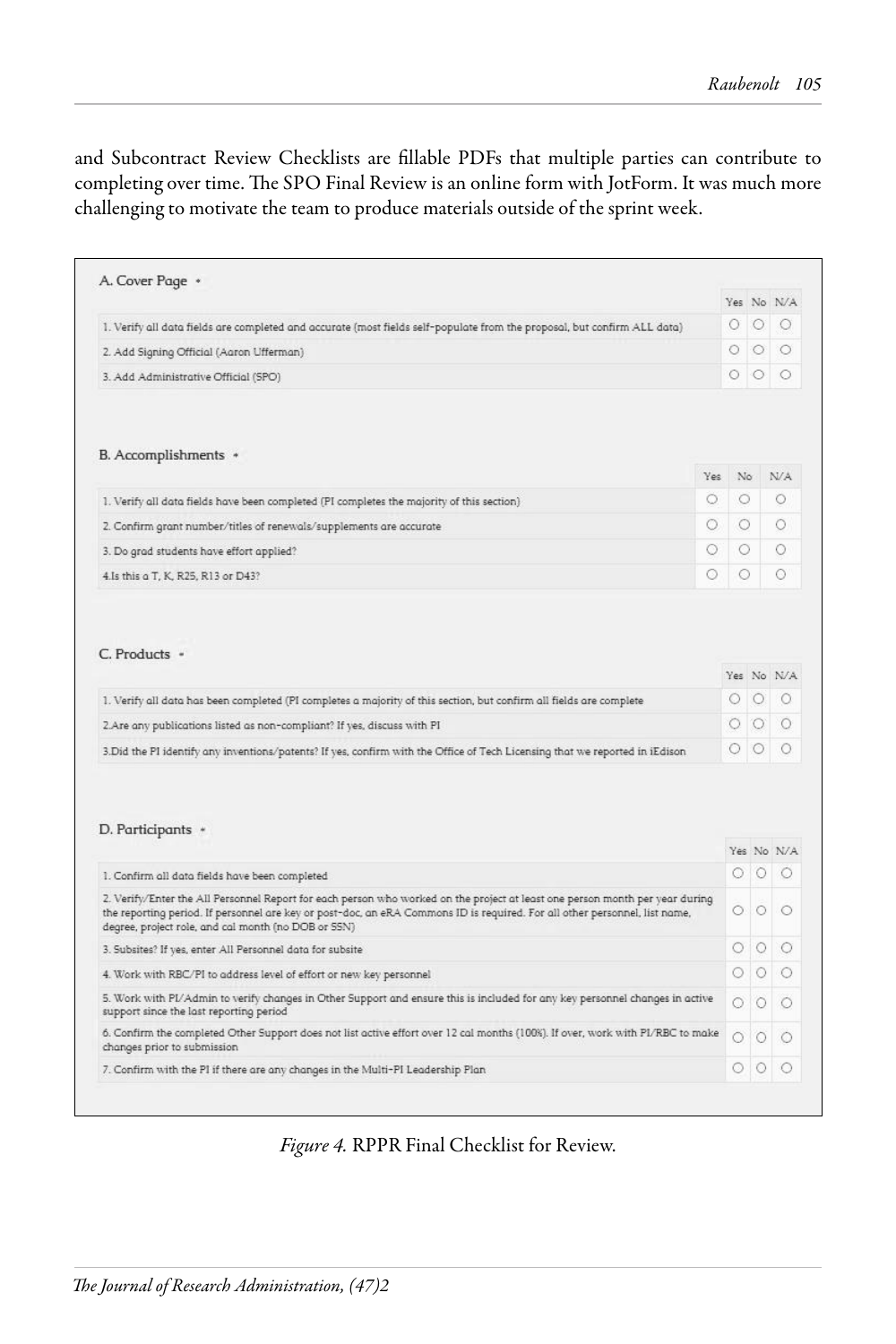and Subcontract Review Checklists are fillable PDFs that multiple parties can contribute to completing over time. The SPO Final Review is an online form with JotForm. It was much more challenging to motivate the team to produce materials outside of the sprint week.

**A. Cover Page** *

| | Yes | No | N/A |
|---|---|---|---|
| 1. Verify all data fields are completed and accurate (most fields self-populate from the proposal, but confirm ALL data) | ○ | ○ | ○ |
| 2. Add Signing Official (Aaron Ufferman) | ○ | ○ | ○ |
| 3. Add Administrative Official (SPO) | ○ | ○ | ○ |

**B. Accomplishments** *

| | Yes | No | N/A |
|---|---|---|---|
| 1. Verify all data fields have been completed (PI completes the majority of this section) | ○ | ○ | ○ |
| 2. Confirm grant number/titles of renewals/supplements are accurate | ○ | ○ | ○ |
| 3. Do grad students have effort applied? | ○ | ○ | ○ |
| 4.Is this a T, K, R25, R13 or D43? | ○ | ○ | ○ |

**C. Products** *

| | Yes | No | N/A |
|---|---|---|---|
| 1. Verify all data has been completed (PI completes a majority of this section, but confirm all fields are complete | ○ | ○ | ○ |
| 2.Are any publications listed as non-compliant? If yes, discuss with PI | ○ | ○ | ○ |
| 3.Did the PI identify any inventions/patents? If yes, confirm with the Office of Tech Licensing that we reported in iEdison | ○ | ○ | ○ |

**D. Participants** *

| | Yes | No | N/A |
|---|---|---|---|
| 1. Confirm all data fields have been completed | ○ | ○ | ○ |
| 2. Verify/Enter the All Personnel Report for each person who worked on the project at least one person month per year during the reporting period. If personnel are key or post-doc, an eRA Commons ID is required. For all other personnel, list name, degree, project role, and cal month (no DOB or SSN) | ○ | ○ | ○ |
| 3. Subsites? If yes, enter All Personnel data for subsite | ○ | ○ | ○ |
| 4. Work with RBC/PI to address level of effort or new key personnel | ○ | ○ | ○ |
| 5. Work with PI/Admin to verify changes in Other Support and ensure this is included for any key personnel changes in active support since the last reporting period | ○ | ○ | ○ |
| 6. Confirm the completed Other Support does not list active effort over 12 cal months (100%). If over, work with PI/RBC to make changes prior to submission | ○ | ○ | ○ |
| 7. Confirm with the PI if there are any changes in the Multi-PI Leadership Plan | ○ | ○ | ○ |

*Figure 4.* RPPR Final Checklist for Review.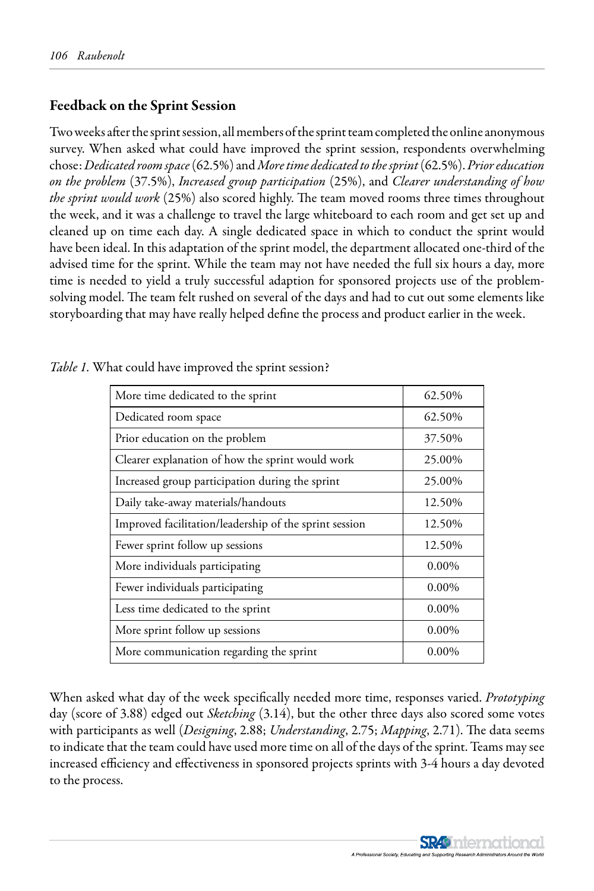## Feedback on the Sprint Session

Two weeks after the sprint session, all members of the sprint team completed the online anonymous survey. When asked what could have improved the sprint session, respondents overwhelming chose: *Dedicated room space* (62.5%) and *More time dedicated to the sprint* (62.5%). *Prior education on the problem* (37.5%), *Increased group participation* (25%), and *Clearer understanding of how the sprint would work* (25%) also scored highly. The team moved rooms three times throughout the week, and it was a challenge to travel the large whiteboard to each room and get set up and cleaned up on time each day. A single dedicated space in which to conduct the sprint would have been ideal. In this adaptation of the sprint model, the department allocated one-third of the advised time for the sprint. While the team may not have needed the full six hours a day, more time is needed to yield a truly successful adaption for sponsored projects use of the problem-solving model. The team felt rushed on several of the days and had to cut out some elements like storyboarding that may have really helped define the process and product earlier in the week.

*Table 1.* What could have improved the sprint session?

| | |
|---|---|
| More time dedicated to the sprint | 62.50% |
| Dedicated room space | 62.50% |
| Prior education on the problem | 37.50% |
| Clearer explanation of how the sprint would work | 25.00% |
| Increased group participation during the sprint | 25.00% |
| Daily take-away materials/handouts | 12.50% |
| Improved facilitation/leadership of the sprint session | 12.50% |
| Fewer sprint follow up sessions | 12.50% |
| More individuals participating | 0.00% |
| Fewer individuals participating | 0.00% |
| Less time dedicated to the sprint | 0.00% |
| More sprint follow up sessions | 0.00% |
| More communication regarding the sprint | 0.00% |

When asked what day of the week specifically needed more time, responses varied. *Prototyping* day (score of 3.88) edged out *Sketching* (3.14), but the other three days also scored some votes with participants as well (*Designing*, 2.88; *Understanding*, 2.75; *Mapping*, 2.71). The data seems to indicate that the team could have used more time on all of the days of the sprint. Teams may see increased efficiency and effectiveness in sponsored projects sprints with 3-4 hours a day devoted to the process.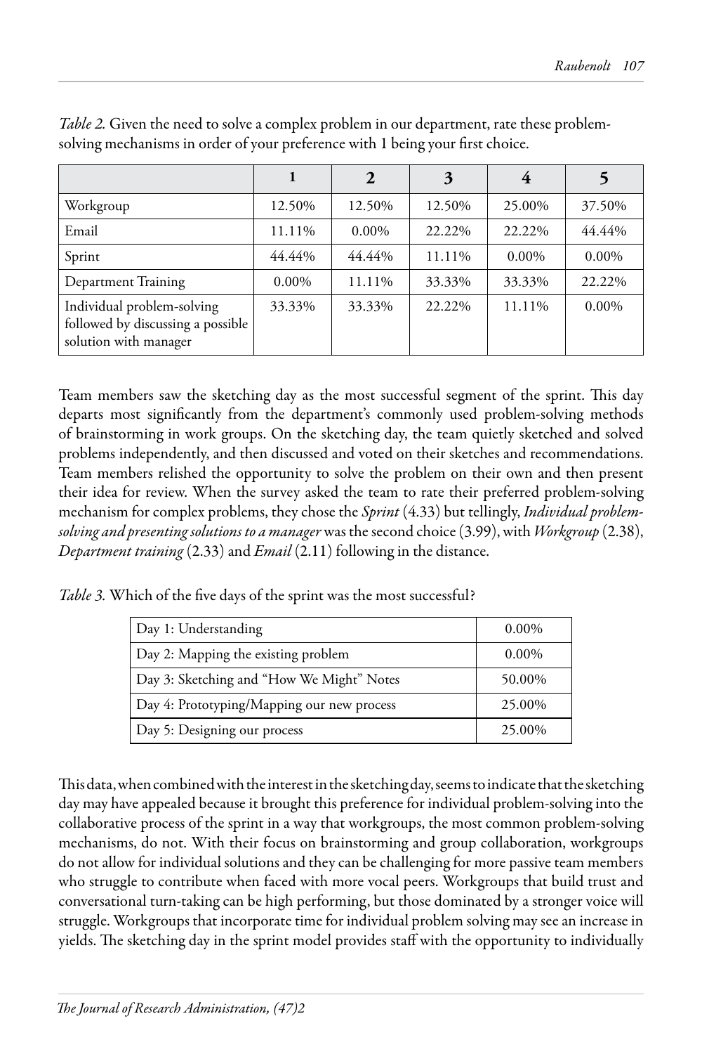*Table 2.* Given the need to solve a complex problem in our department, rate these problem-solving mechanisms in order of your preference with 1 being your first choice.

| | 1 | 2 | 3 | 4 | 5 |
|---|---|---|---|---|---|
| Workgroup | 12.50% | 12.50% | 12.50% | 25.00% | 37.50% |
| Email | 11.11% | 0.00% | 22.22% | 22.22% | 44.44% |
| Sprint | 44.44% | 44.44% | 11.11% | 0.00% | 0.00% |
| Department Training | 0.00% | 11.11% | 33.33% | 33.33% | 22.22% |
| Individual problem-solving followed by discussing a possible solution with manager | 33.33% | 33.33% | 22.22% | 11.11% | 0.00% |

Team members saw the sketching day as the most successful segment of the sprint. This day departs most significantly from the department's commonly used problem-solving methods of brainstorming in work groups. On the sketching day, the team quietly sketched and solved problems independently, and then discussed and voted on their sketches and recommendations. Team members relished the opportunity to solve the problem on their own and then present their idea for review. When the survey asked the team to rate their preferred problem-solving mechanism for complex problems, they chose the *Sprint* (4.33) but tellingly, *Individual problem-solving and presenting solutions to a manager* was the second choice (3.99), with *Workgroup* (2.38), *Department training* (2.33) and *Email* (2.11) following in the distance.

*Table 3.* Which of the five days of the sprint was the most successful?

| Day | % |
|---|---|
| Day 1: Understanding | 0.00% |
| Day 2: Mapping the existing problem | 0.00% |
| Day 3: Sketching and "How We Might" Notes | 50.00% |
| Day 4: Prototyping/Mapping our new process | 25.00% |
| Day 5: Designing our process | 25.00% |

This data, when combined with the interest in the sketching day, seems to indicate that the sketching day may have appealed because it brought this preference for individual problem-solving into the collaborative process of the sprint in a way that workgroups, the most common problem-solving mechanisms, do not. With their focus on brainstorming and group collaboration, workgroups do not allow for individual solutions and they can be challenging for more passive team members who struggle to contribute when faced with more vocal peers. Workgroups that build trust and conversational turn-taking can be high performing, but those dominated by a stronger voice will struggle. Workgroups that incorporate time for individual problem solving may see an increase in yields. The sketching day in the sprint model provides staff with the opportunity to individually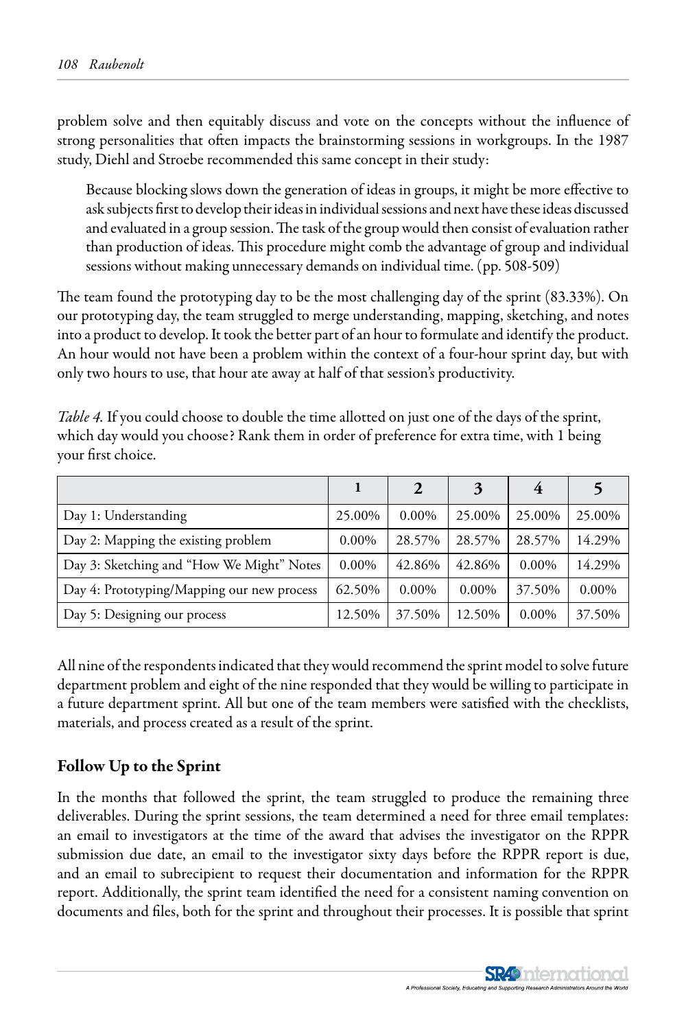problem solve and then equitably discuss and vote on the concepts without the influence of strong personalities that often impacts the brainstorming sessions in workgroups. In the 1987 study, Diehl and Stroebe recommended this same concept in their study:

> Because blocking slows down the generation of ideas in groups, it might be more effective to ask subjects first to develop their ideas in individual sessions and next have these ideas discussed and evaluated in a group session. The task of the group would then consist of evaluation rather than production of ideas. This procedure might comb the advantage of group and individual sessions without making unnecessary demands on individual time. (pp. 508-509)

The team found the prototyping day to be the most challenging day of the sprint (83.33%). On our prototyping day, the team struggled to merge understanding, mapping, sketching, and notes into a product to develop. It took the better part of an hour to formulate and identify the product. An hour would not have been a problem within the context of a four-hour sprint day, but with only two hours to use, that hour ate away at half of that session's productivity.

*Table 4.* If you could choose to double the time allotted on just one of the days of the sprint, which day would you choose? Rank them in order of preference for extra time, with 1 being your first choice.

| | 1 | 2 | 3 | 4 | 5 |
|---|---|---|---|---|---|
| Day 1: Understanding | 25.00% | 0.00% | 25.00% | 25.00% | 25.00% |
| Day 2: Mapping the existing problem | 0.00% | 28.57% | 28.57% | 28.57% | 14.29% |
| Day 3: Sketching and "How We Might" Notes | 0.00% | 42.86% | 42.86% | 0.00% | 14.29% |
| Day 4: Prototyping/Mapping our new process | 62.50% | 0.00% | 0.00% | 37.50% | 0.00% |
| Day 5: Designing our process | 12.50% | 37.50% | 12.50% | 0.00% | 37.50% |

All nine of the respondents indicated that they would recommend the sprint model to solve future department problem and eight of the nine responded that they would be willing to participate in a future department sprint. All but one of the team members were satisfied with the checklists, materials, and process created as a result of the sprint.

## Follow Up to the Sprint

In the months that followed the sprint, the team struggled to produce the remaining three deliverables. During the sprint sessions, the team determined a need for three email templates: an email to investigators at the time of the award that advises the investigator on the RPPR submission due date, an email to the investigator sixty days before the RPPR report is due, and an email to subrecipient to request their documentation and information for the RPPR report. Additionally, the sprint team identified the need for a consistent naming convention on documents and files, both for the sprint and throughout their processes. It is possible that sprint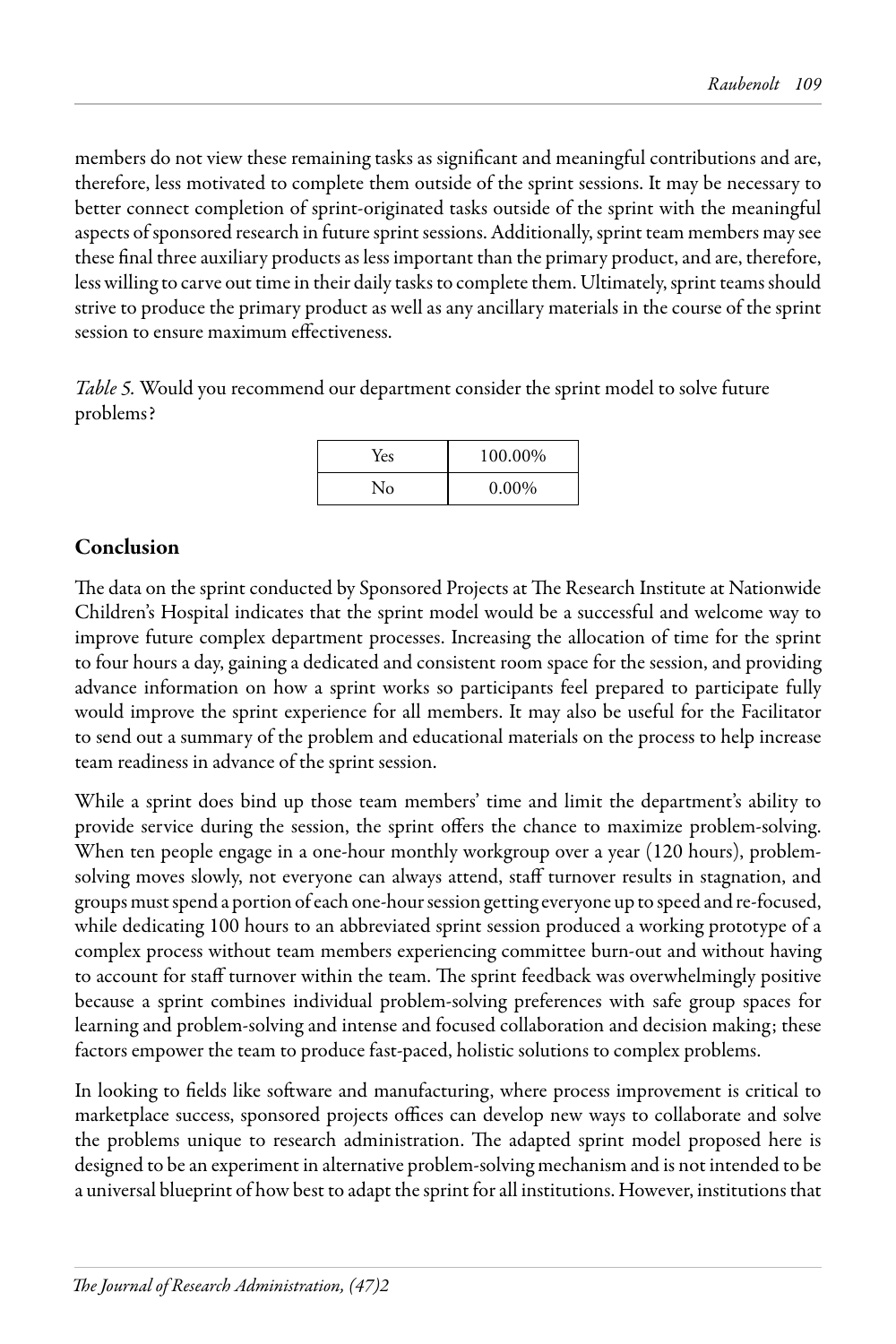members do not view these remaining tasks as significant and meaningful contributions and are, therefore, less motivated to complete them outside of the sprint sessions. It may be necessary to better connect completion of sprint-originated tasks outside of the sprint with the meaningful aspects of sponsored research in future sprint sessions. Additionally, sprint team members may see these final three auxiliary products as less important than the primary product, and are, therefore, less willing to carve out time in their daily tasks to complete them. Ultimately, sprint teams should strive to produce the primary product as well as any ancillary materials in the course of the sprint session to ensure maximum effectiveness.

*Table 5.* Would you recommend our department consider the sprint model to solve future problems?

| Yes | 100.00% |
|---|---|
| No | 0.00% |

## Conclusion

The data on the sprint conducted by Sponsored Projects at The Research Institute at Nationwide Children's Hospital indicates that the sprint model would be a successful and welcome way to improve future complex department processes. Increasing the allocation of time for the sprint to four hours a day, gaining a dedicated and consistent room space for the session, and providing advance information on how a sprint works so participants feel prepared to participate fully would improve the sprint experience for all members. It may also be useful for the Facilitator to send out a summary of the problem and educational materials on the process to help increase team readiness in advance of the sprint session.

While a sprint does bind up those team members' time and limit the department's ability to provide service during the session, the sprint offers the chance to maximize problem-solving. When ten people engage in a one-hour monthly workgroup over a year (120 hours), problem-solving moves slowly, not everyone can always attend, staff turnover results in stagnation, and groups must spend a portion of each one-hour session getting everyone up to speed and re-focused, while dedicating 100 hours to an abbreviated sprint session produced a working prototype of a complex process without team members experiencing committee burn-out and without having to account for staff turnover within the team. The sprint feedback was overwhelmingly positive because a sprint combines individual problem-solving preferences with safe group spaces for learning and problem-solving and intense and focused collaboration and decision making; these factors empower the team to produce fast-paced, holistic solutions to complex problems.

In looking to fields like software and manufacturing, where process improvement is critical to marketplace success, sponsored projects offices can develop new ways to collaborate and solve the problems unique to research administration. The adapted sprint model proposed here is designed to be an experiment in alternative problem-solving mechanism and is not intended to be a universal blueprint of how best to adapt the sprint for all institutions. However, institutions that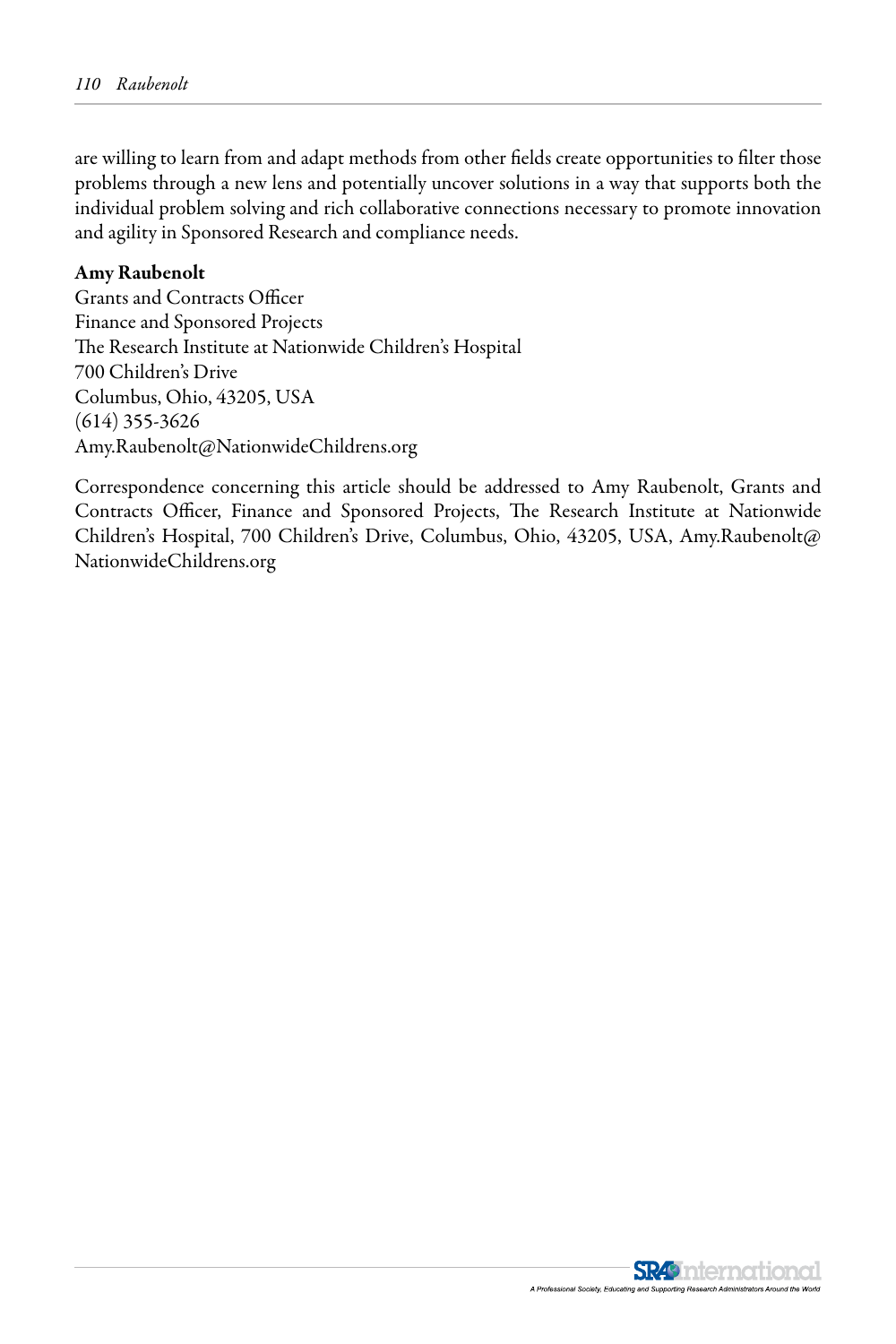are willing to learn from and adapt methods from other fields create opportunities to filter those problems through a new lens and potentially uncover solutions in a way that supports both the individual problem solving and rich collaborative connections necessary to promote innovation and agility in Sponsored Research and compliance needs.

**Amy Raubenolt**
Grants and Contracts Officer
Finance and Sponsored Projects
The Research Institute at Nationwide Children's Hospital
700 Children's Drive
Columbus, Ohio, 43205, USA
(614) 355-3626
Amy.Raubenolt@NationwideChildrens.org

Correspondence concerning this article should be addressed to Amy Raubenolt, Grants and Contracts Officer, Finance and Sponsored Projects, The Research Institute at Nationwide Children's Hospital, 700 Children's Drive, Columbus, Ohio, 43205, USA, Amy.Raubenolt@NationwideChildrens.org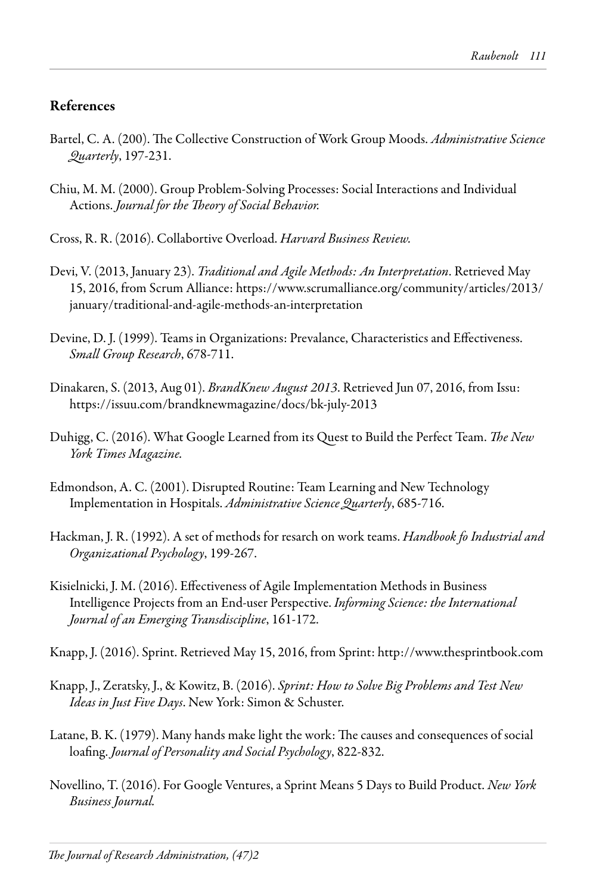## References

Bartel, C. A. (200). The Collective Construction of Work Group Moods. *Administrative Science Quarterly*, 197-231.

Chiu, M. M. (2000). Group Problem-Solving Processes: Social Interactions and Individual Actions. *Journal for the Theory of Social Behavior.*

Cross, R. R. (2016). Collabortive Overload. *Harvard Business Review.*

Devi, V. (2013, January 23). *Traditional and Agile Methods: An Interpretation*. Retrieved May 15, 2016, from Scrum Alliance: https://www.scrumalliance.org/community/articles/2013/january/traditional-and-agile-methods-an-interpretation

Devine, D. J. (1999). Teams in Organizations: Prevalance, Characteristics and Effectiveness. *Small Group Research*, 678-711.

Dinakaren, S. (2013, Aug 01). *BrandKnew August 2013*. Retrieved Jun 07, 2016, from Issu: https://issuu.com/brandknewmagazine/docs/bk-july-2013

Duhigg, C. (2016). What Google Learned from its Quest to Build the Perfect Team. *The New York Times Magazine.*

Edmondson, A. C. (2001). Disrupted Routine: Team Learning and New Technology Implementation in Hospitals. *Administrative Science Quarterly*, 685-716.

Hackman, J. R. (1992). A set of methods for resarch on work teams. *Handbook fo Industrial and Organizational Psychology*, 199-267.

Kisielnicki, J. M. (2016). Effectiveness of Agile Implementation Methods in Business Intelligence Projects from an End-user Perspective. *Informing Science: the International Journal of an Emerging Transdiscipline*, 161-172.

Knapp, J. (2016). Sprint. Retrieved May 15, 2016, from Sprint: http://www.thesprintbook.com

Knapp, J., Zeratsky, J., & Kowitz, B. (2016). *Sprint: How to Solve Big Problems and Test New Ideas in Just Five Days*. New York: Simon & Schuster.

Latane, B. K. (1979). Many hands make light the work: The causes and consequences of social loafing. *Journal of Personality and Social Psychology*, 822-832.

Novellino, T. (2016). For Google Ventures, a Sprint Means 5 Days to Build Product. *New York Business Journal.*